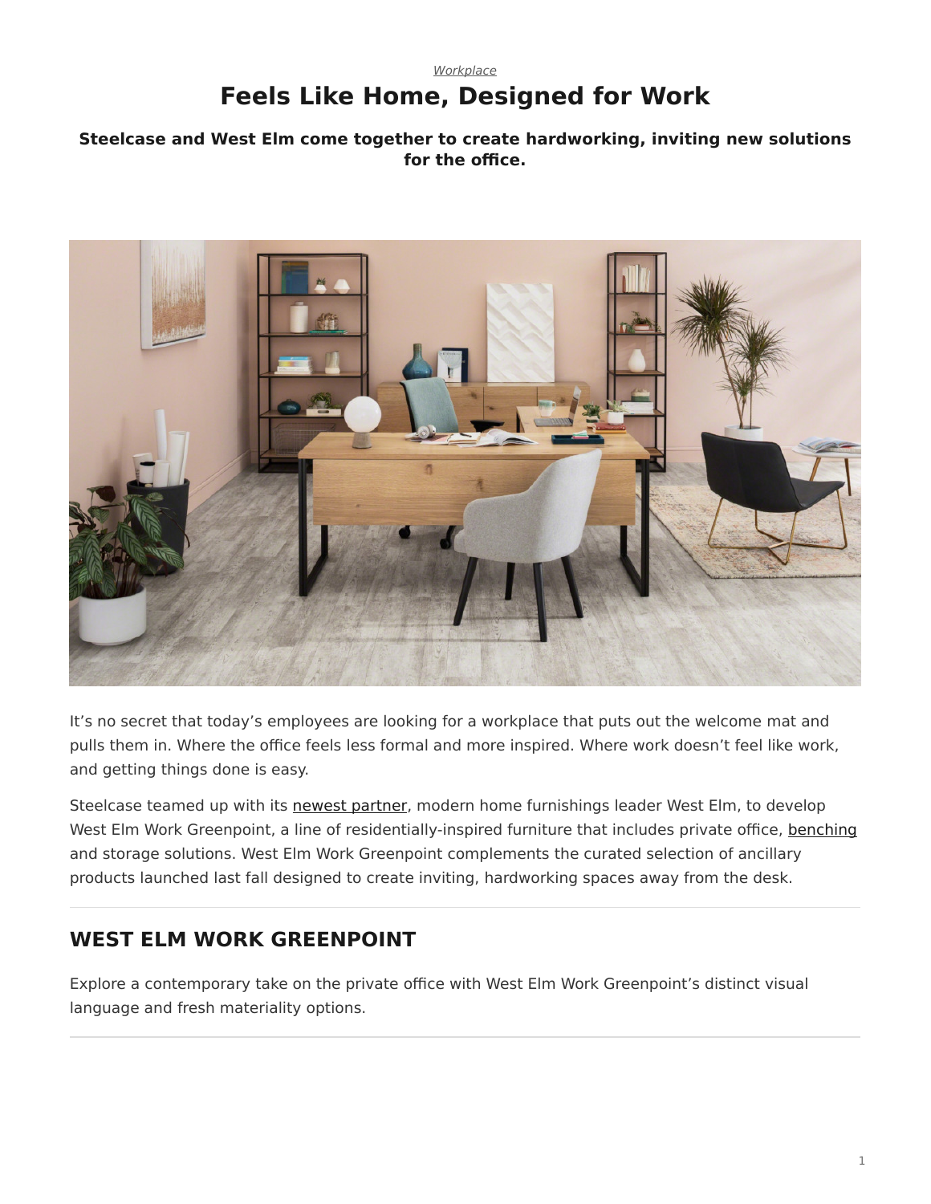*Workplace*

# Feels Like Home, Designed for Work

**Steelcase and West Elm come together to create hardworking, inviting new solutions for the office.**

It's no secret that today's employees are looking for a workplace that puts out the welcome mat and pulls them in. Where the office feels less formal and more inspired. Where work doesn't feel like work, and getting things done is easy.

Steelcase teamed up with its newest partner, modern home furnishings leader West Elm, to develop West Elm Work Greenpoint, a line of residentially-inspired furniture that includes private office, benching and storage solutions. West Elm Work Greenpoint complements the curated selection of ancillary products launched last fall designed to create inviting, hardworking spaces away from the desk.

## WEST ELM WORK GREENPOINT

Explore a contemporary take on the private office with West Elm Work Greenpoint's distinct visual language and fresh materiality options.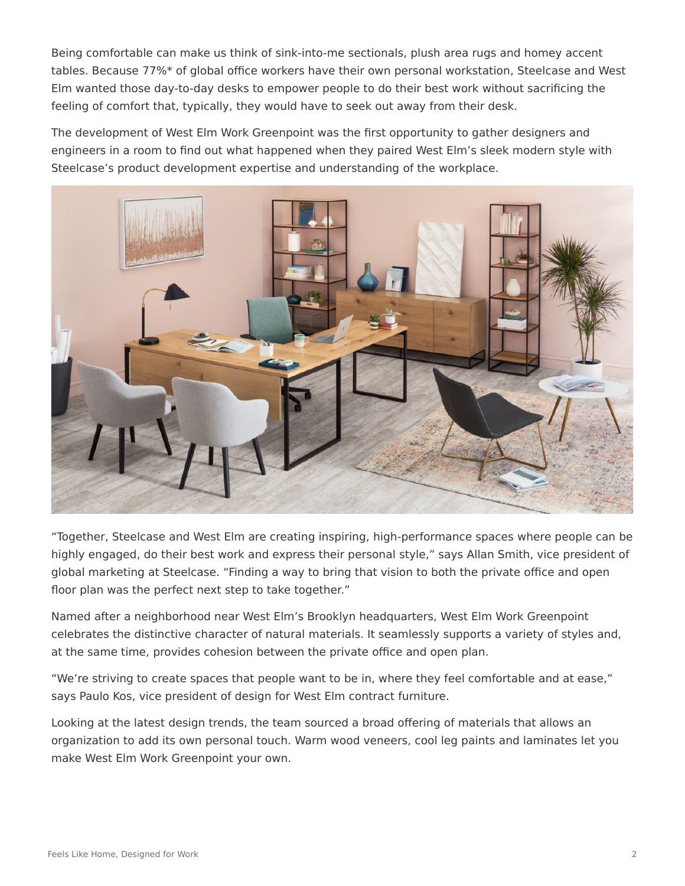Being comfortable can make us think of sink-into-me sectionals, plush area rugs and homey accent tables. Because 77%* of global office workers have their own personal workstation, Steelcase and West Elm wanted those day-to-day desks to empower people to do their best work without sacrificing the feeling of comfort that, typically, they would have to seek out away from their desk.

The development of West Elm Work Greenpoint was the first opportunity to gather designers and engineers in a room to find out what happened when they paired West Elm's sleek modern style with Steelcase's product development expertise and understanding of the workplace.

"Together, Steelcase and West Elm are creating inspiring, high-performance spaces where people can be highly engaged, do their best work and express their personal style," says Allan Smith, vice president of global marketing at Steelcase. "Finding a way to bring that vision to both the private office and open floor plan was the perfect next step to take together."

Named after a neighborhood near West Elm's Brooklyn headquarters, West Elm Work Greenpoint celebrates the distinctive character of natural materials. It seamlessly supports a variety of styles and, at the same time, provides cohesion between the private office and open plan.

"We're striving to create spaces that people want to be in, where they feel comfortable and at ease," says Paulo Kos, vice president of design for West Elm contract furniture.

Looking at the latest design trends, the team sourced a broad offering of materials that allows an organization to add its own personal touch. Warm wood veneers, cool leg paints and laminates let you make West Elm Work Greenpoint your own.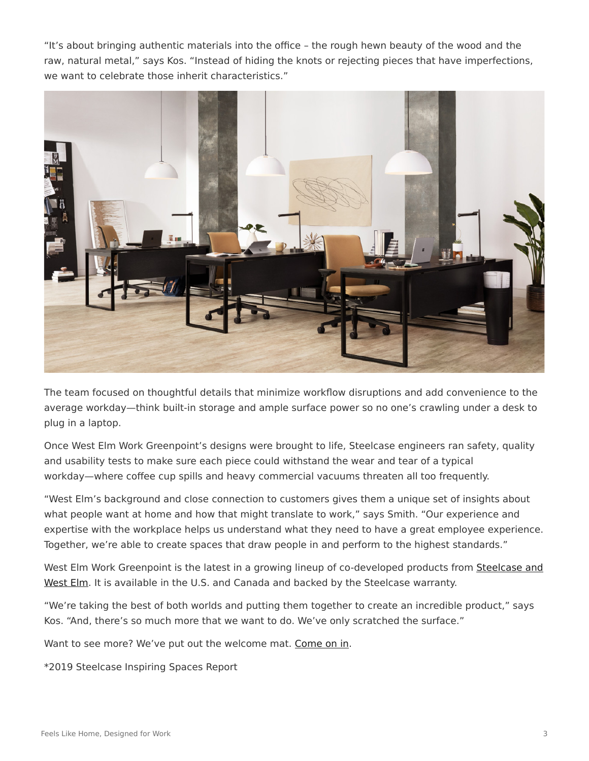"It's about bringing authentic materials into the office – the rough hewn beauty of the wood and the raw, natural metal," says Kos. "Instead of hiding the knots or rejecting pieces that have imperfections, we want to celebrate those inherit characteristics."

The team focused on thoughtful details that minimize workflow disruptions and add convenience to the average workday—think built-in storage and ample surface power so no one's crawling under a desk to plug in a laptop.

Once West Elm Work Greenpoint's designs were brought to life, Steelcase engineers ran safety, quality and usability tests to make sure each piece could withstand the wear and tear of a typical workday—where coffee cup spills and heavy commercial vacuums threaten all too frequently.

"West Elm's background and close connection to customers gives them a unique set of insights about what people want at home and how that might translate to work," says Smith. "Our experience and expertise with the workplace helps us understand what they need to have a great employee experience. Together, we're able to create spaces that draw people in and perform to the highest standards."

West Elm Work Greenpoint is the latest in a growing lineup of co-developed products from Steelcase and West Elm. It is available in the U.S. and Canada and backed by the Steelcase warranty.

"We're taking the best of both worlds and putting them together to create an incredible product," says Kos. "And, there's so much more that we want to do. We've only scratched the surface."

Want to see more? We've put out the welcome mat. Come on in.

*2019 Steelcase Inspiring Spaces Report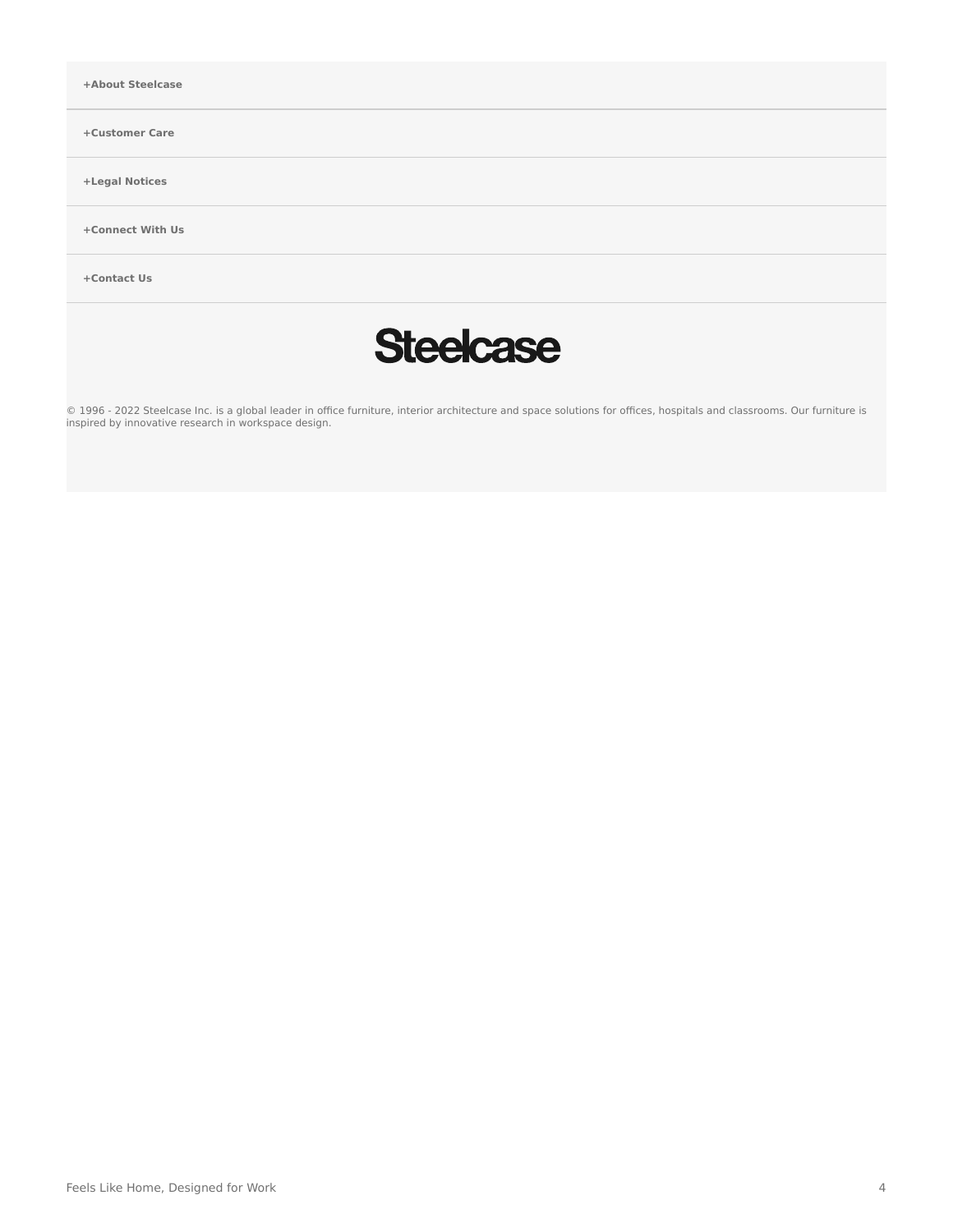**+About Steelcase**

**+Customer Care**

**+Legal Notices**

**+Connect With Us**

**+Contact Us**

Steelcase

© 1996 - 2022 Steelcase Inc. is a global leader in office furniture, interior architecture and space solutions for offices, hospitals and classrooms. Our furniture is inspired by innovative research in workspace design.